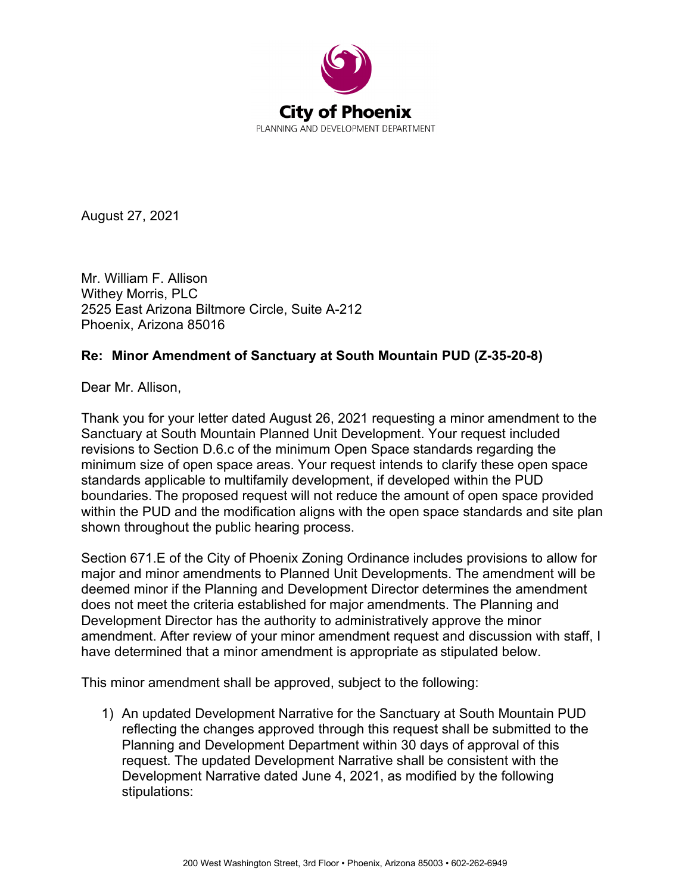**City of Phoenix**
PLANNING AND DEVELOPMENT DEPARTMENT

August 27, 2021

Mr. William F. Allison
Withey Morris, PLC
2525 East Arizona Biltmore Circle, Suite A-212
Phoenix, Arizona 85016

**Re: Minor Amendment of Sanctuary at South Mountain PUD (Z-35-20-8)**

Dear Mr. Allison,

Thank you for your letter dated August 26, 2021 requesting a minor amendment to the Sanctuary at South Mountain Planned Unit Development. Your request included revisions to Section D.6.c of the minimum Open Space standards regarding the minimum size of open space areas. Your request intends to clarify these open space standards applicable to multifamily development, if developed within the PUD boundaries. The proposed request will not reduce the amount of open space provided within the PUD and the modification aligns with the open space standards and site plan shown throughout the public hearing process.

Section 671.E of the City of Phoenix Zoning Ordinance includes provisions to allow for major and minor amendments to Planned Unit Developments. The amendment will be deemed minor if the Planning and Development Director determines the amendment does not meet the criteria established for major amendments. The Planning and Development Director has the authority to administratively approve the minor amendment. After review of your minor amendment request and discussion with staff, I have determined that a minor amendment is appropriate as stipulated below.

This minor amendment shall be approved, subject to the following:

1) An updated Development Narrative for the Sanctuary at South Mountain PUD reflecting the changes approved through this request shall be submitted to the Planning and Development Department within 30 days of approval of this request. The updated Development Narrative shall be consistent with the Development Narrative dated June 4, 2021, as modified by the following stipulations:

200 West Washington Street, 3rd Floor • Phoenix, Arizona 85003 • 602-262-6949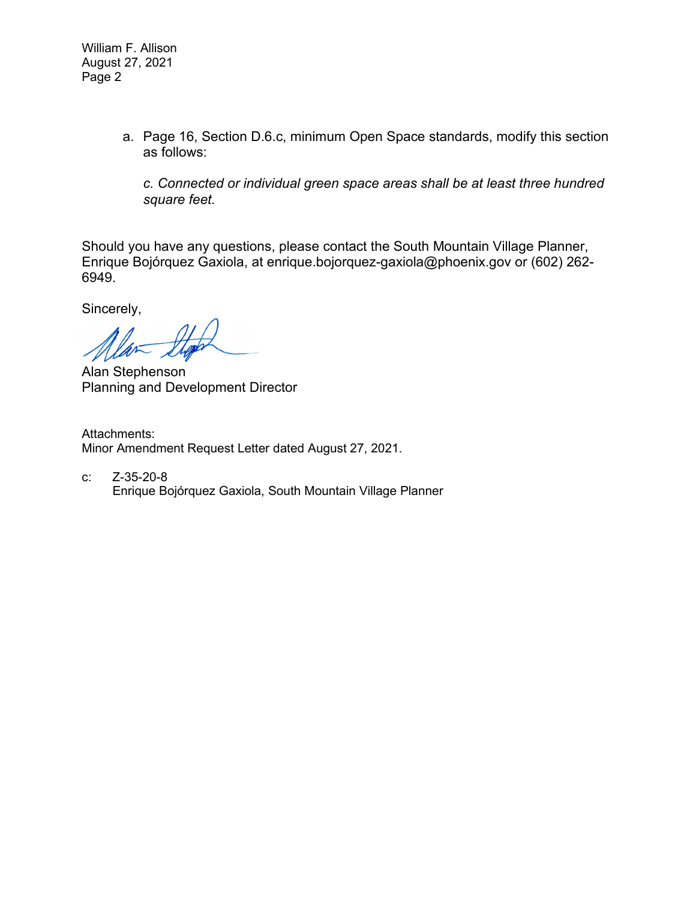a. Page 16, Section D.6.c, minimum Open Space standards, modify this section as follows:

   *c. Connected or individual green space areas shall be at least three hundred square feet.*

Should you have any questions, please contact the South Mountain Village Planner, Enrique Bojórquez Gaxiola, at enrique.bojorquez-gaxiola@phoenix.gov or (602) 262-6949.

Sincerely,

Alan Stephenson
Planning and Development Director

Attachments:
Minor Amendment Request Letter dated August 27, 2021.

c: Z-35-20-8
Enrique Bojórquez Gaxiola, South Mountain Village Planner